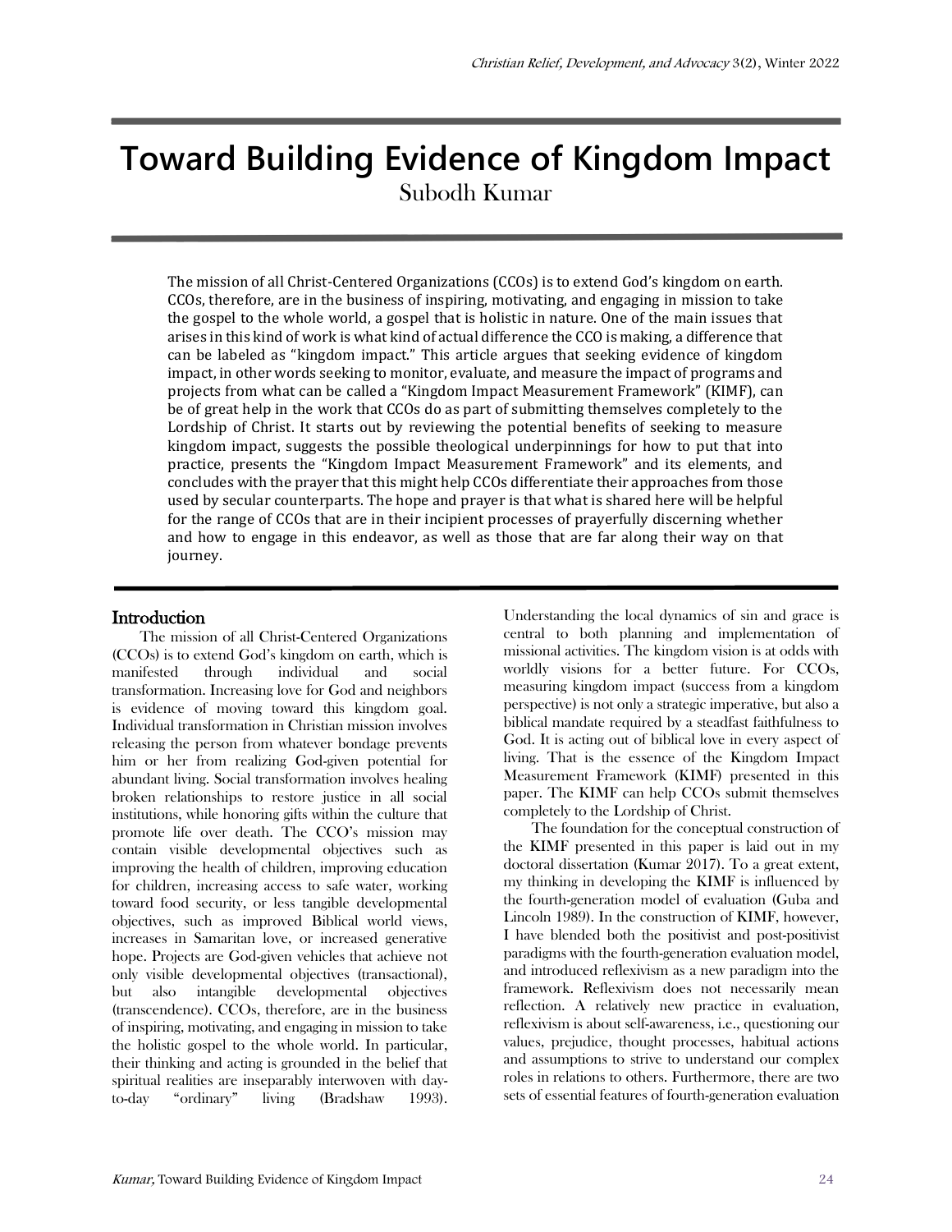# Toward Building Evidence of Kingdom Impact

Subodh Kumar

The mission of all Christ-Centered Organizations (CCOs) is to extend God's kingdom on earth. CCOs, therefore, are in the business of inspiring, motivating, and engaging in mission to take the gospel to the whole world, a gospel that is holistic in nature. One of the main issues that arises in this kind of work is what kind of actual difference the CCO is making, a difference that can be labeled as "kingdom impact." This article argues that seeking evidence of kingdom impact, in other words seeking to monitor, evaluate, and measure the impact of programs and projects from what can be called a "Kingdom Impact Measurement Framework" (KIMF), can be of great help in the work that CCOs do as part of submitting themselves completely to the Lordship of Christ. It starts out by reviewing the potential benefits of seeking to measure kingdom impact, suggests the possible theological underpinnings for how to put that into practice, presents the "Kingdom Impact Measurement Framework" and its elements, and concludes with the prayer that this might help CCOs differentiate their approaches from those used by secular counterparts. The hope and prayer is that what is shared here will be helpful for the range of CCOs that are in their incipient processes of prayerfully discerning whether and how to engage in this endeavor, as well as those that are far along their way on that journey.

## Introduction

The mission of all Christ-Centered Organizations (CCOs) is to extend God's kingdom on earth, which is manifested through individual and social transformation. Increasing love for God and neighbors is evidence of moving toward this kingdom goal. Individual transformation in Christian mission involves releasing the person from whatever bondage prevents him or her from realizing God-given potential for abundant living. Social transformation involves healing broken relationships to restore justice in all social institutions, while honoring gifts within the culture that promote life over death. The CCO's mission may contain visible developmental objectives such as improving the health of children, improving education for children, increasing access to safe water, working toward food security, or less tangible developmental objectives, such as improved Biblical world views, increases in Samaritan love, or increased generative hope. Projects are God-given vehicles that achieve not only visible developmental objectives (transactional), but also intangible developmental objectives (transcendence). CCOs, therefore, are in the business of inspiring, motivating, and engaging in mission to take the holistic gospel to the whole world. In particular, their thinking and acting is grounded in the belief that spiritual realities are inseparably interwoven with day-to-day "ordinary" living (Bradshaw 1993). Understanding the local dynamics of sin and grace is central to both planning and implementation of missional activities. The kingdom vision is at odds with worldly visions for a better future. For CCOs, measuring kingdom impact (success from a kingdom perspective) is not only a strategic imperative, but also a biblical mandate required by a steadfast faithfulness to God. It is acting out of biblical love in every aspect of living. That is the essence of the Kingdom Impact Measurement Framework (KIMF) presented in this paper. The KIMF can help CCOs submit themselves completely to the Lordship of Christ.

The foundation for the conceptual construction of the KIMF presented in this paper is laid out in my doctoral dissertation (Kumar 2017). To a great extent, my thinking in developing the KIMF is influenced by the fourth-generation model of evaluation (Guba and Lincoln 1989). In the construction of KIMF, however, I have blended both the positivist and post-positivist paradigms with the fourth-generation evaluation model, and introduced reflexivism as a new paradigm into the framework. Reflexivism does not necessarily mean reflection. A relatively new practice in evaluation, reflexivism is about self-awareness, i.e., questioning our values, prejudice, thought processes, habitual actions and assumptions to strive to understand our complex roles in relations to others. Furthermore, there are two sets of essential features of fourth-generation evaluation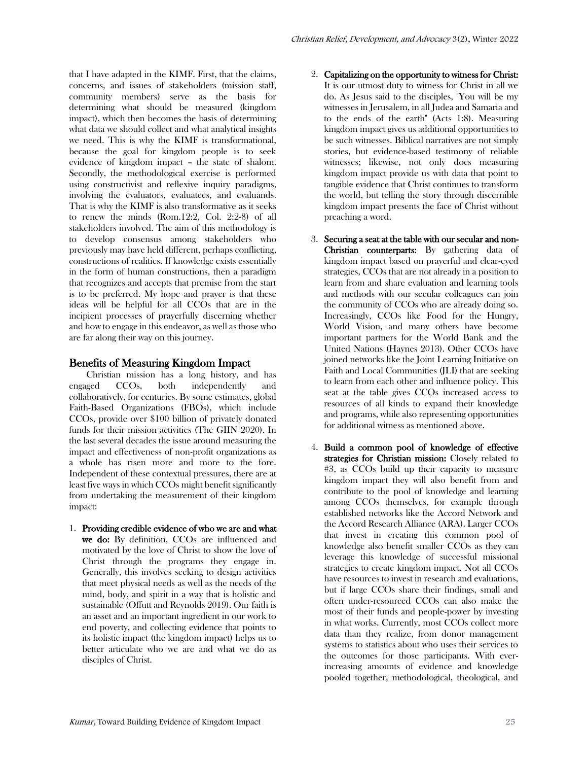that I have adapted in the KIMF. First, that the claims, concerns, and issues of stakeholders (mission staff, community members) serve as the basis for determining what should be measured (kingdom impact), which then becomes the basis of determining what data we should collect and what analytical insights we need. This is why the KIMF is transformational, because the goal for kingdom people is to seek evidence of kingdom impact – the state of shalom. Secondly, the methodological exercise is performed using constructivist and reflexive inquiry paradigms, involving the evaluators, evaluatees, and evaluands. That is why the KIMF is also transformative as it seeks to renew the minds (Rom.12:2, Col. 2:2-8) of all stakeholders involved. The aim of this methodology is to develop consensus among stakeholders who previously may have held different, perhaps conflicting, constructions of realities. If knowledge exists essentially in the form of human constructions, then a paradigm that recognizes and accepts that premise from the start is to be preferred. My hope and prayer is that these ideas will be helpful for all CCOs that are in the incipient processes of prayerfully discerning whether and how to engage in this endeavor, as well as those who are far along their way on this journey.

## Benefits of Measuring Kingdom Impact

Christian mission has a long history, and has engaged CCOs, both independently and collaboratively, for centuries. By some estimates, global Faith-Based Organizations (FBOs), which include CCOs, provide over $100 billion of privately donated funds for their mission activities (The GIIN 2020). In the last several decades the issue around measuring the impact and effectiveness of non-profit organizations as a whole has risen more and more to the fore. Independent of these contextual pressures, there are at least five ways in which CCOs might benefit significantly from undertaking the measurement of their kingdom impact:

1. **Providing credible evidence of who we are and what we do:** By definition, CCOs are influenced and motivated by the love of Christ to show the love of Christ through the programs they engage in. Generally, this involves seeking to design activities that meet physical needs as well as the needs of the mind, body, and spirit in a way that is holistic and sustainable (Offutt and Reynolds 2019). Our faith is an asset and an important ingredient in our work to end poverty, and collecting evidence that points to its holistic impact (the kingdom impact) helps us to better articulate who we are and what we do as disciples of Christ.

2. **Capitalizing on the opportunity to witness for Christ:** It is our utmost duty to witness for Christ in all we do. As Jesus said to the disciples, "You will be my witnesses in Jerusalem, in all Judea and Samaria and to the ends of the earth" (Acts 1:8). Measuring kingdom impact gives us additional opportunities to be such witnesses. Biblical narratives are not simply stories, but evidence-based testimony of reliable witnesses; likewise, not only does measuring kingdom impact provide us with data that point to tangible evidence that Christ continues to transform the world, but telling the story through discernible kingdom impact presents the face of Christ without preaching a word.

3. **Securing a seat at the table with our secular and non-Christian counterparts:** By gathering data of kingdom impact based on prayerful and clear-eyed strategies, CCOs that are not already in a position to learn from and share evaluation and learning tools and methods with our secular colleagues can join the community of CCOs who are already doing so. Increasingly, CCOs like Food for the Hungry, World Vision, and many others have become important partners for the World Bank and the United Nations (Haynes 2013). Other CCOs have joined networks like the Joint Learning Initiative on Faith and Local Communities (JLI) that are seeking to learn from each other and influence policy. This seat at the table gives CCOs increased access to resources of all kinds to expand their knowledge and programs, while also representing opportunities for additional witness as mentioned above.

4. **Build a common pool of knowledge of effective strategies for Christian mission:** Closely related to #3, as CCOs build up their capacity to measure kingdom impact they will also benefit from and contribute to the pool of knowledge and learning among CCOs themselves, for example through established networks like the Accord Network and the Accord Research Alliance (ARA). Larger CCOs that invest in creating this common pool of knowledge also benefit smaller CCOs as they can leverage this knowledge of successful missional strategies to create kingdom impact. Not all CCOs have resources to invest in research and evaluations, but if large CCOs share their findings, small and often under-resourced CCOs can also make the most of their funds and people-power by investing in what works. Currently, most CCOs collect more data than they realize, from donor management systems to statistics about who uses their services to the outcomes for those participants. With ever-increasing amounts of evidence and knowledge pooled together, methodological, theological, and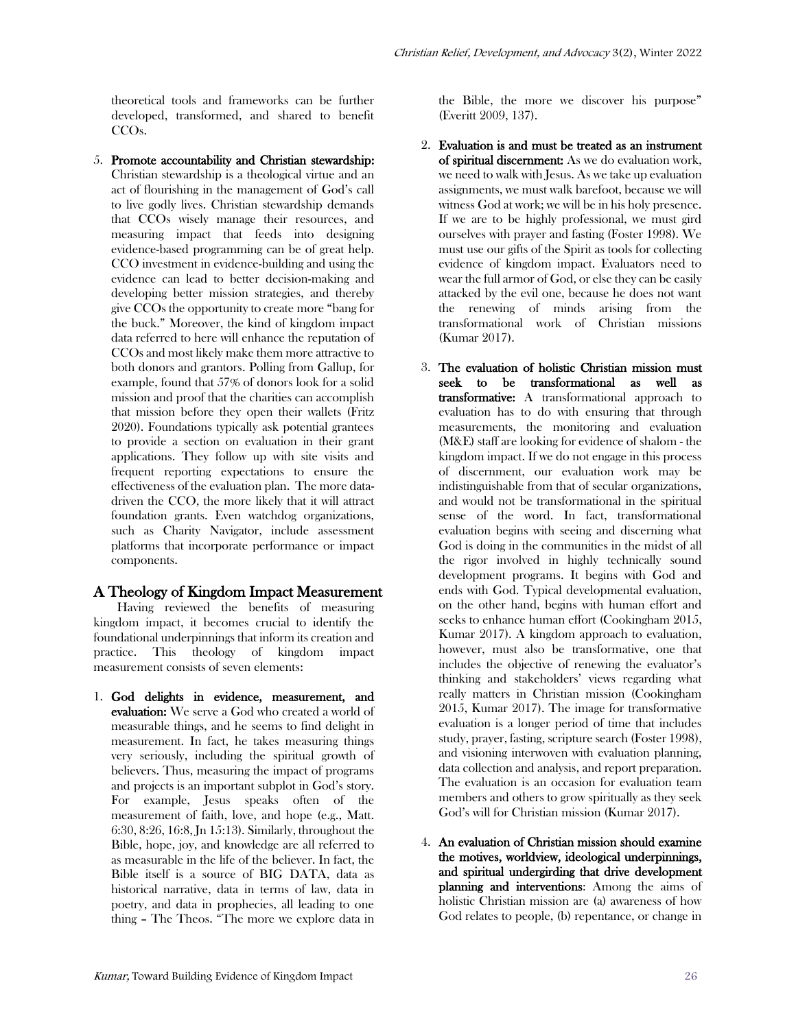theoretical tools and frameworks can be further developed, transformed, and shared to benefit CCOs.

5. **Promote accountability and Christian stewardship:** Christian stewardship is a theological virtue and an act of flourishing in the management of God's call to live godly lives. Christian stewardship demands that CCOs wisely manage their resources, and measuring impact that feeds into designing evidence-based programming can be of great help. CCO investment in evidence-building and using the evidence can lead to better decision-making and developing better mission strategies, and thereby give CCOs the opportunity to create more "bang for the buck." Moreover, the kind of kingdom impact data referred to here will enhance the reputation of CCOs and most likely make them more attractive to both donors and grantors. Polling from Gallup, for example, found that 57% of donors look for a solid mission and proof that the charities can accomplish that mission before they open their wallets (Fritz 2020). Foundations typically ask potential grantees to provide a section on evaluation in their grant applications. They follow up with site visits and frequent reporting expectations to ensure the effectiveness of the evaluation plan. The more data-driven the CCO, the more likely that it will attract foundation grants. Even watchdog organizations, such as Charity Navigator, include assessment platforms that incorporate performance or impact components.

## A Theology of Kingdom Impact Measurement

Having reviewed the benefits of measuring kingdom impact, it becomes crucial to identify the foundational underpinnings that inform its creation and practice. This theology of kingdom impact measurement consists of seven elements:

1. **God delights in evidence, measurement, and evaluation:** We serve a God who created a world of measurable things, and he seems to find delight in measurement. In fact, he takes measuring things very seriously, including the spiritual growth of believers. Thus, measuring the impact of programs and projects is an important subplot in God's story. For example, Jesus speaks often of the measurement of faith, love, and hope (e.g., Matt. 6:30, 8:26, 16:8, Jn 15:13). Similarly, throughout the Bible, hope, joy, and knowledge are all referred to as measurable in the life of the believer. In fact, the Bible itself is a source of BIG DATA, data as historical narrative, data in terms of law, data in poetry, and data in prophecies, all leading to one thing – The Theos. "The more we explore data in the Bible, the more we discover his purpose" (Everitt 2009, 137).

2. **Evaluation is and must be treated as an instrument of spiritual discernment:** As we do evaluation work, we need to walk with Jesus. As we take up evaluation assignments, we must walk barefoot, because we will witness God at work; we will be in his holy presence. If we are to be highly professional, we must gird ourselves with prayer and fasting (Foster 1998). We must use our gifts of the Spirit as tools for collecting evidence of kingdom impact. Evaluators need to wear the full armor of God, or else they can be easily attacked by the evil one, because he does not want the renewing of minds arising from the transformational work of Christian missions (Kumar 2017).

3. **The evaluation of holistic Christian mission must seek to be transformational as well as transformative:** A transformational approach to evaluation has to do with ensuring that through measurements, the monitoring and evaluation (M&E) staff are looking for evidence of shalom - the kingdom impact. If we do not engage in this process of discernment, our evaluation work may be indistinguishable from that of secular organizations, and would not be transformational in the spiritual sense of the word. In fact, transformational evaluation begins with seeing and discerning what God is doing in the communities in the midst of all the rigor involved in highly technically sound development programs. It begins with God and ends with God. Typical developmental evaluation, on the other hand, begins with human effort and seeks to enhance human effort (Cookingham 2015, Kumar 2017). A kingdom approach to evaluation, however, must also be transformative, one that includes the objective of renewing the evaluator's thinking and stakeholders' views regarding what really matters in Christian mission (Cookingham 2015, Kumar 2017). The image for transformative evaluation is a longer period of time that includes study, prayer, fasting, scripture search (Foster 1998), and visioning interwoven with evaluation planning, data collection and analysis, and report preparation. The evaluation is an occasion for evaluation team members and others to grow spiritually as they seek God's will for Christian mission (Kumar 2017).

4. **An evaluation of Christian mission should examine the motives, worldview, ideological underpinnings, and spiritual undergirding that drive development planning and interventions**: Among the aims of holistic Christian mission are (a) awareness of how God relates to people, (b) repentance, or change in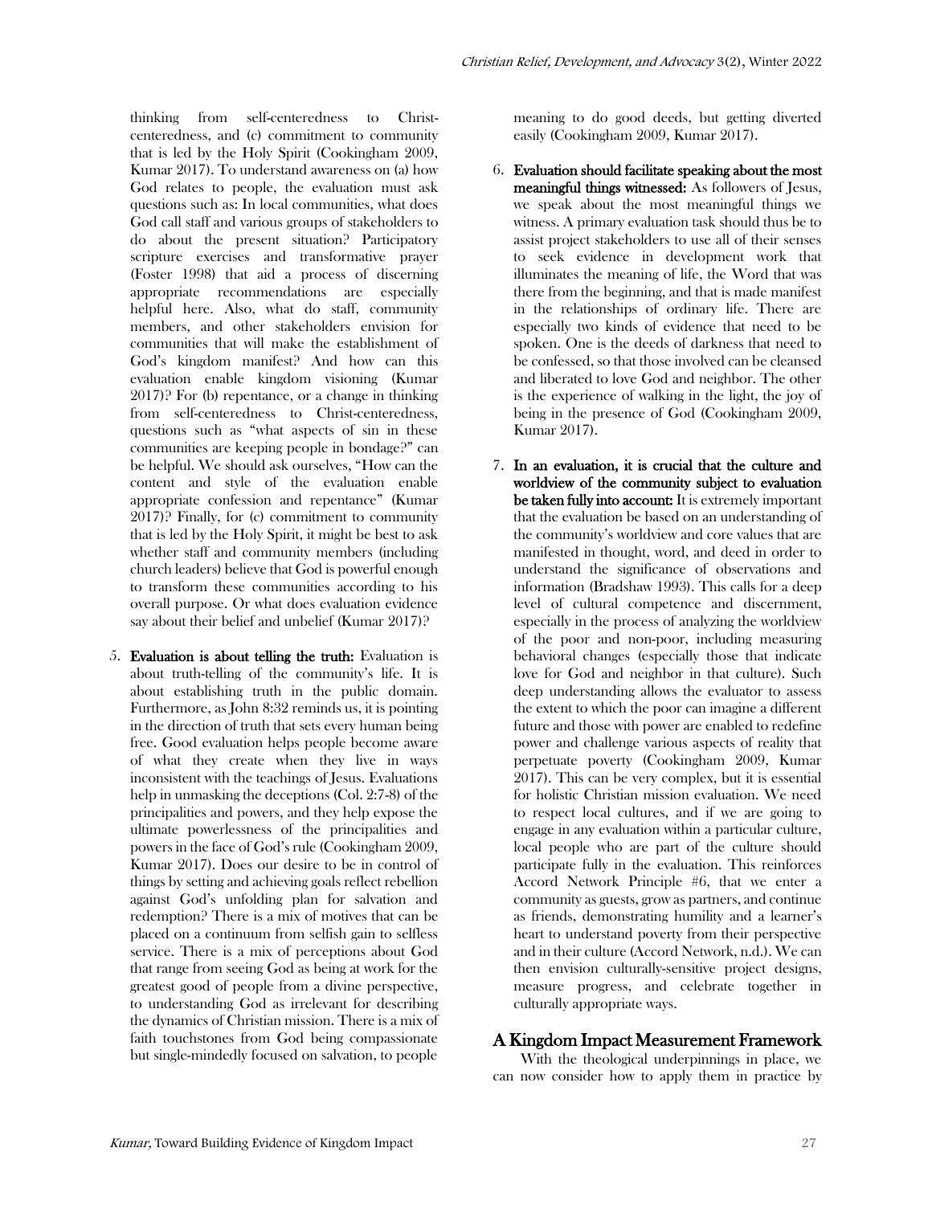thinking from self-centeredness to Christ-centeredness, and (c) commitment to community that is led by the Holy Spirit (Cookingham 2009, Kumar 2017). To understand awareness on (a) how God relates to people, the evaluation must ask questions such as: In local communities, what does God call staff and various groups of stakeholders to do about the present situation? Participatory scripture exercises and transformative prayer (Foster 1998) that aid a process of discerning appropriate recommendations are especially helpful here. Also, what do staff, community members, and other stakeholders envision for communities that will make the establishment of God's kingdom manifest? And how can this evaluation enable kingdom visioning (Kumar 2017)? For (b) repentance, or a change in thinking from self-centeredness to Christ-centeredness, questions such as "what aspects of sin in these communities are keeping people in bondage?" can be helpful. We should ask ourselves, "How can the content and style of the evaluation enable appropriate confession and repentance" (Kumar 2017)? Finally, for (c) commitment to community that is led by the Holy Spirit, it might be best to ask whether staff and community members (including church leaders) believe that God is powerful enough to transform these communities according to his overall purpose. Or what does evaluation evidence say about their belief and unbelief (Kumar 2017)?

5. **Evaluation is about telling the truth:** Evaluation is about truth-telling of the community's life. It is about establishing truth in the public domain. Furthermore, as John 8:32 reminds us, it is pointing in the direction of truth that sets every human being free. Good evaluation helps people become aware of what they create when they live in ways inconsistent with the teachings of Jesus. Evaluations help in unmasking the deceptions (Col. 2:7-8) of the principalities and powers, and they help expose the ultimate powerlessness of the principalities and powers in the face of God's rule (Cookingham 2009, Kumar 2017). Does our desire to be in control of things by setting and achieving goals reflect rebellion against God's unfolding plan for salvation and redemption? There is a mix of motives that can be placed on a continuum from selfish gain to selfless service. There is a mix of perceptions about God that range from seeing God as being at work for the greatest good of people from a divine perspective, to understanding God as irrelevant for describing the dynamics of Christian mission. There is a mix of faith touchstones from God being compassionate but single-mindedly focused on salvation, to people meaning to do good deeds, but getting diverted easily (Cookingham 2009, Kumar 2017).

6. **Evaluation should facilitate speaking about the most meaningful things witnessed:** As followers of Jesus, we speak about the most meaningful things we witness. A primary evaluation task should thus be to assist project stakeholders to use all of their senses to seek evidence in development work that illuminates the meaning of life, the Word that was there from the beginning, and that is made manifest in the relationships of ordinary life. There are especially two kinds of evidence that need to be spoken. One is the deeds of darkness that need to be confessed, so that those involved can be cleansed and liberated to love God and neighbor. The other is the experience of walking in the light, the joy of being in the presence of God (Cookingham 2009, Kumar 2017).

7. **In an evaluation, it is crucial that the culture and worldview of the community subject to evaluation be taken fully into account:** It is extremely important that the evaluation be based on an understanding of the community's worldview and core values that are manifested in thought, word, and deed in order to understand the significance of observations and information (Bradshaw 1993). This calls for a deep level of cultural competence and discernment, especially in the process of analyzing the worldview of the poor and non-poor, including measuring behavioral changes (especially those that indicate love for God and neighbor in that culture). Such deep understanding allows the evaluator to assess the extent to which the poor can imagine a different future and those with power are enabled to redefine power and challenge various aspects of reality that perpetuate poverty (Cookingham 2009, Kumar 2017). This can be very complex, but it is essential for holistic Christian mission evaluation. We need to respect local cultures, and if we are going to engage in any evaluation within a particular culture, local people who are part of the culture should participate fully in the evaluation. This reinforces Accord Network Principle #6, that we enter a community as guests, grow as partners, and continue as friends, demonstrating humility and a learner's heart to understand poverty from their perspective and in their culture (Accord Network, n.d.). We can then envision culturally-sensitive project designs, measure progress, and celebrate together in culturally appropriate ways.

## A Kingdom Impact Measurement Framework

With the theological underpinnings in place, we can now consider how to apply them in practice by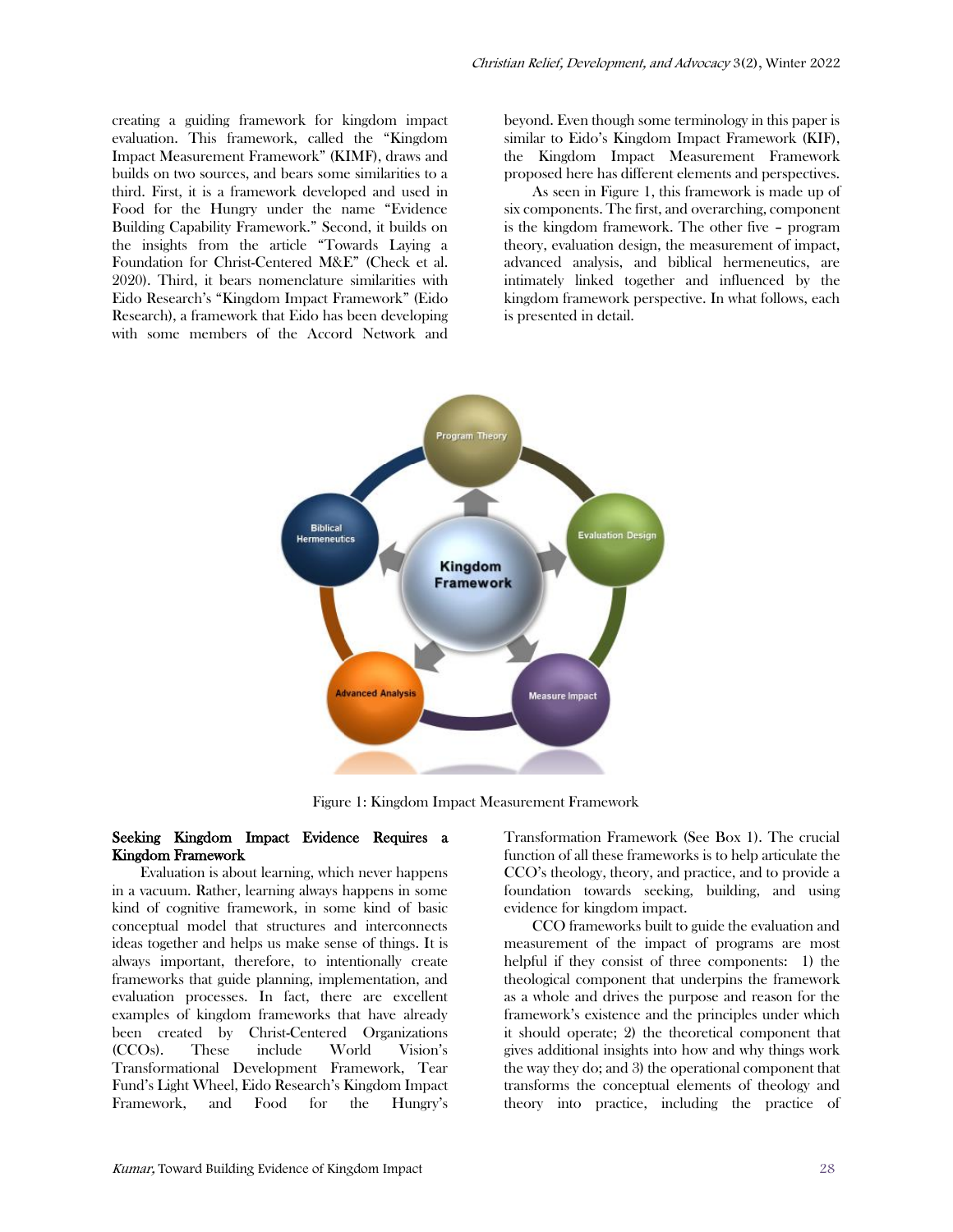creating a guiding framework for kingdom impact evaluation. This framework, called the "Kingdom Impact Measurement Framework" (KIMF), draws and builds on two sources, and bears some similarities to a third. First, it is a framework developed and used in Food for the Hungry under the name "Evidence Building Capability Framework." Second, it builds on the insights from the article "Towards Laying a Foundation for Christ-Centered M&E" (Check et al. 2020). Third, it bears nomenclature similarities with Eido Research's "Kingdom Impact Framework" (Eido Research), a framework that Eido has been developing with some members of the Accord Network and beyond. Even though some terminology in this paper is similar to Eido's Kingdom Impact Framework (KIF), the Kingdom Impact Measurement Framework proposed here has different elements and perspectives.

As seen in Figure 1, this framework is made up of six components. The first, and overarching, component is the kingdom framework. The other five – program theory, evaluation design, the measurement of impact, advanced analysis, and biblical hermeneutics, are intimately linked together and influenced by the kingdom framework perspective. In what follows, each is presented in detail.

Figure 1: Kingdom Impact Measurement Framework

**Seeking Kingdom Impact Evidence Requires a Kingdom Framework**

Evaluation is about learning, which never happens in a vacuum. Rather, learning always happens in some kind of cognitive framework, in some kind of basic conceptual model that structures and interconnects ideas together and helps us make sense of things. It is always important, therefore, to intentionally create frameworks that guide planning, implementation, and evaluation processes. In fact, there are excellent examples of kingdom frameworks that have already been created by Christ-Centered Organizations (CCOs). These include World Vision's Transformational Development Framework, Tear Fund's Light Wheel, Eido Research's Kingdom Impact Framework, and Food for the Hungry's Transformation Framework (See Box 1). The crucial function of all these frameworks is to help articulate the CCO's theology, theory, and practice, and to provide a foundation towards seeking, building, and using evidence for kingdom impact.

CCO frameworks built to guide the evaluation and measurement of the impact of programs are most helpful if they consist of three components: 1) the theological component that underpins the framework as a whole and drives the purpose and reason for the framework's existence and the principles under which it should operate; 2) the theoretical component that gives additional insights into how and why things work the way they do; and 3) the operational component that transforms the conceptual elements of theology and theory into practice, including the practice of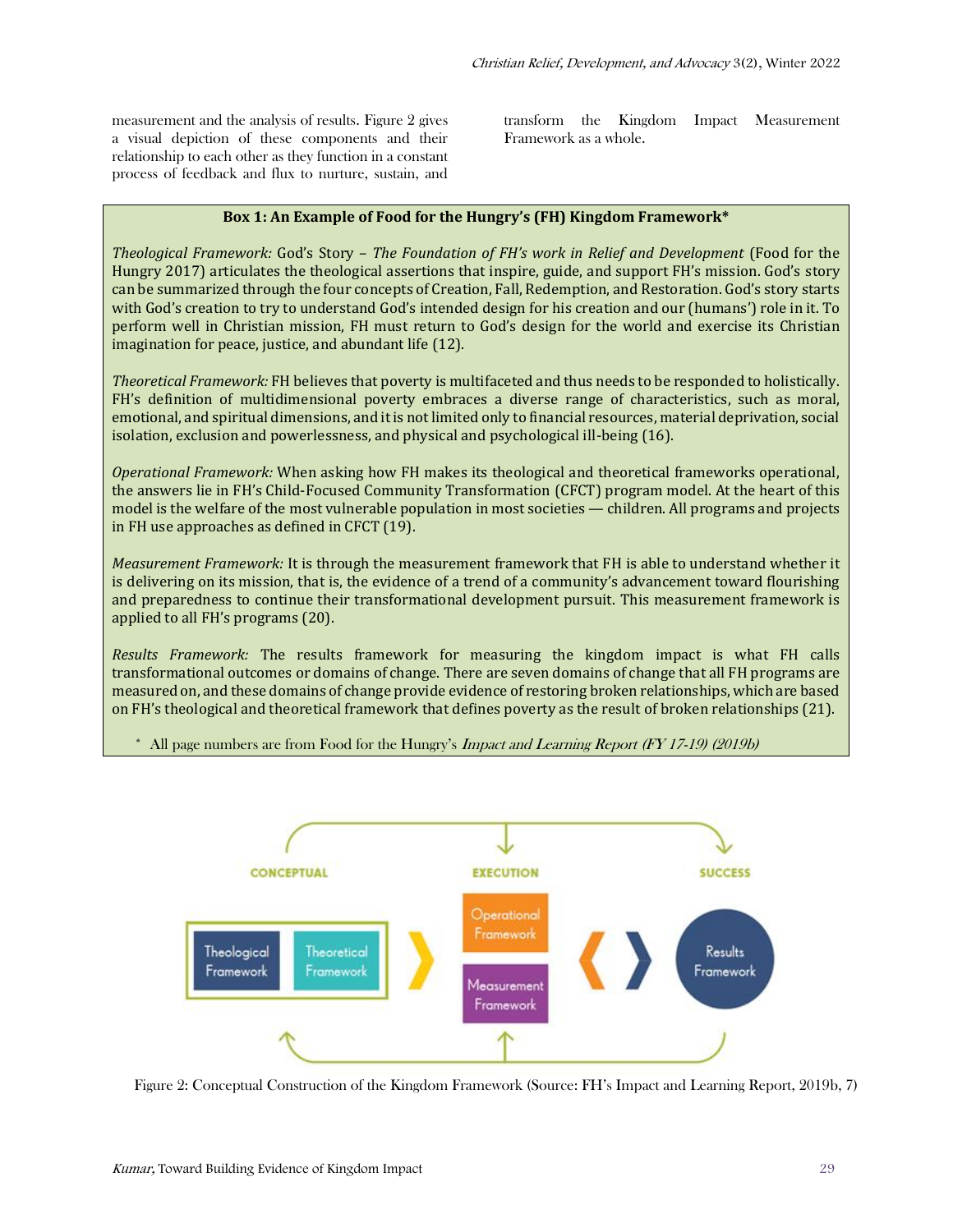measurement and the analysis of results. Figure 2 gives a visual depiction of these components and their relationship to each other as they function in a constant process of feedback and flux to nurture, sustain, and transform the Kingdom Impact Measurement Framework as a whole.

**Box 1: An Example of Food for the Hungry's (FH) Kingdom Framework***

*Theological Framework:* God's Story – *The Foundation of FH's work in Relief and Development* (Food for the Hungry 2017) articulates the theological assertions that inspire, guide, and support FH's mission. God's story can be summarized through the four concepts of Creation, Fall, Redemption, and Restoration. God's story starts with God's creation to try to understand God's intended design for his creation and our (humans') role in it. To perform well in Christian mission, FH must return to God's design for the world and exercise its Christian imagination for peace, justice, and abundant life (12).

*Theoretical Framework:* FH believes that poverty is multifaceted and thus needs to be responded to holistically. FH's definition of multidimensional poverty embraces a diverse range of characteristics, such as moral, emotional, and spiritual dimensions, and it is not limited only to financial resources, material deprivation, social isolation, exclusion and powerlessness, and physical and psychological ill-being (16).

*Operational Framework:* When asking how FH makes its theological and theoretical frameworks operational, the answers lie in FH's Child-Focused Community Transformation (CFCT) program model. At the heart of this model is the welfare of the most vulnerable population in most societies — children. All programs and projects in FH use approaches as defined in CFCT (19).

*Measurement Framework:* It is through the measurement framework that FH is able to understand whether it is delivering on its mission, that is, the evidence of a trend of a community's advancement toward flourishing and preparedness to continue their transformational development pursuit. This measurement framework is applied to all FH's programs (20).

*Results Framework:* The results framework for measuring the kingdom impact is what FH calls transformational outcomes or domains of change. There are seven domains of change that all FH programs are measured on, and these domains of change provide evidence of restoring broken relationships, which are based on FH's theological and theoretical framework that defines poverty as the result of broken relationships (21).

\* All page numbers are from Food for the Hungry's *Impact and Learning Report (FY 17-19) (2019b)*

Figure 2: Conceptual Construction of the Kingdom Framework (Source: FH's Impact and Learning Report, 2019b, 7)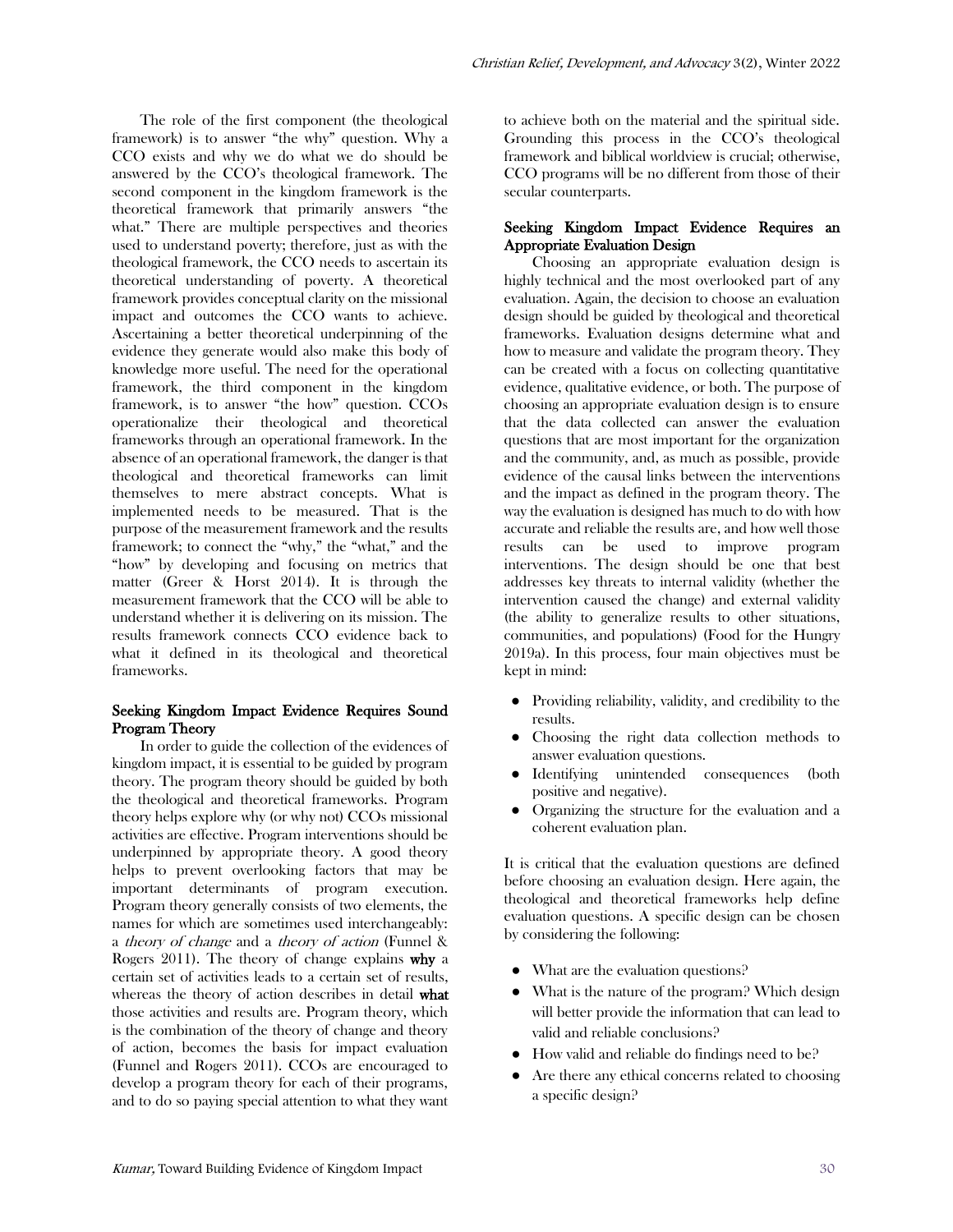The role of the first component (the theological framework) is to answer "the why" question. Why a CCO exists and why we do what we do should be answered by the CCO's theological framework. The second component in the kingdom framework is the theoretical framework that primarily answers "the what." There are multiple perspectives and theories used to understand poverty; therefore, just as with the theological framework, the CCO needs to ascertain its theoretical understanding of poverty. A theoretical framework provides conceptual clarity on the missional impact and outcomes the CCO wants to achieve. Ascertaining a better theoretical underpinning of the evidence they generate would also make this body of knowledge more useful. The need for the operational framework, the third component in the kingdom framework, is to answer "the how" question. CCOs operationalize their theological and theoretical frameworks through an operational framework. In the absence of an operational framework, the danger is that theological and theoretical frameworks can limit themselves to mere abstract concepts. What is implemented needs to be measured. That is the purpose of the measurement framework and the results framework; to connect the "why," the "what," and the "how" by developing and focusing on metrics that matter (Greer & Horst 2014). It is through the measurement framework that the CCO will be able to understand whether it is delivering on its mission. The results framework connects CCO evidence back to what it defined in its theological and theoretical frameworks.

## Seeking Kingdom Impact Evidence Requires Sound Program Theory

In order to guide the collection of the evidences of kingdom impact, it is essential to be guided by program theory. The program theory should be guided by both the theological and theoretical frameworks. Program theory helps explore why (or why not) CCOs missional activities are effective. Program interventions should be underpinned by appropriate theory. A good theory helps to prevent overlooking factors that may be important determinants of program execution. Program theory generally consists of two elements, the names for which are sometimes used interchangeably: a *theory of change* and a *theory of action* (Funnel & Rogers 2011). The theory of change explains **why** a certain set of activities leads to a certain set of results, whereas the theory of action describes in detail **what** those activities and results are. Program theory, which is the combination of the theory of change and theory of action, becomes the basis for impact evaluation (Funnel and Rogers 2011). CCOs are encouraged to develop a program theory for each of their programs, and to do so paying special attention to what they want to achieve both on the material and the spiritual side. Grounding this process in the CCO's theological framework and biblical worldview is crucial; otherwise, CCO programs will be no different from those of their secular counterparts.

## Seeking Kingdom Impact Evidence Requires an Appropriate Evaluation Design

Choosing an appropriate evaluation design is highly technical and the most overlooked part of any evaluation. Again, the decision to choose an evaluation design should be guided by theological and theoretical frameworks. Evaluation designs determine what and how to measure and validate the program theory. They can be created with a focus on collecting quantitative evidence, qualitative evidence, or both. The purpose of choosing an appropriate evaluation design is to ensure that the data collected can answer the evaluation questions that are most important for the organization and the community, and, as much as possible, provide evidence of the causal links between the interventions and the impact as defined in the program theory. The way the evaluation is designed has much to do with how accurate and reliable the results are, and how well those results can be used to improve program interventions. The design should be one that best addresses key threats to internal validity (whether the intervention caused the change) and external validity (the ability to generalize results to other situations, communities, and populations) (Food for the Hungry 2019a). In this process, four main objectives must be kept in mind:

- Providing reliability, validity, and credibility to the results.
- Choosing the right data collection methods to answer evaluation questions.
- Identifying unintended consequences (both positive and negative).
- Organizing the structure for the evaluation and a coherent evaluation plan.

It is critical that the evaluation questions are defined before choosing an evaluation design. Here again, the theological and theoretical frameworks help define evaluation questions. A specific design can be chosen by considering the following:

- What are the evaluation questions?
- What is the nature of the program? Which design will better provide the information that can lead to valid and reliable conclusions?
- How valid and reliable do findings need to be?
- Are there any ethical concerns related to choosing a specific design?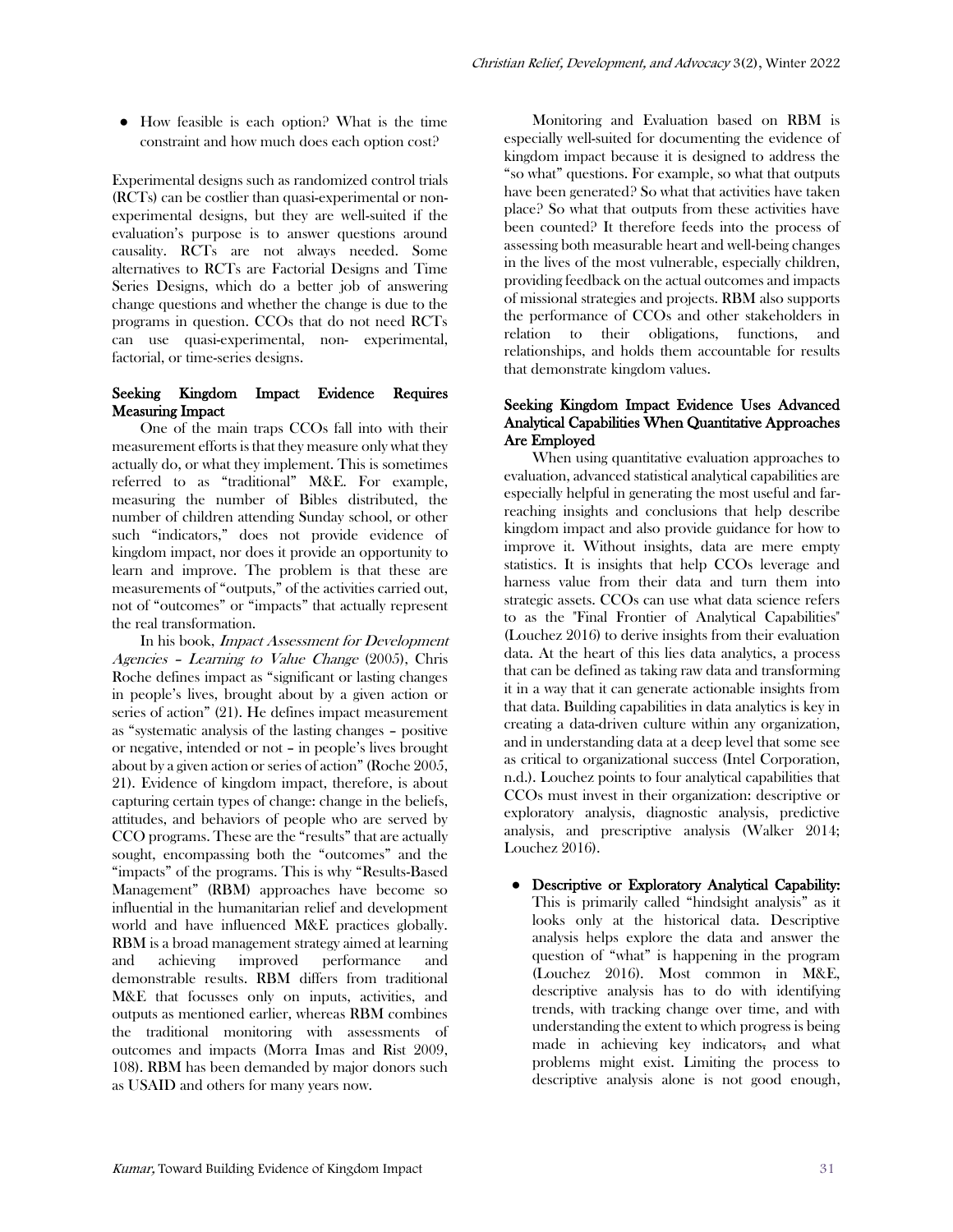- How feasible is each option? What is the time constraint and how much does each option cost?

Experimental designs such as randomized control trials (RCTs) can be costlier than quasi-experimental or non-experimental designs, but they are well-suited if the evaluation's purpose is to answer questions around causality. RCTs are not always needed. Some alternatives to RCTs are Factorial Designs and Time Series Designs, which do a better job of answering change questions and whether the change is due to the programs in question. CCOs that do not need RCTs can use quasi-experimental, non- experimental, factorial, or time-series designs.

**Seeking Kingdom Impact Evidence Requires Measuring Impact**

One of the main traps CCOs fall into with their measurement efforts is that they measure only what they actually do, or what they implement. This is sometimes referred to as "traditional" M&E. For example, measuring the number of Bibles distributed, the number of children attending Sunday school, or other such "indicators," does not provide evidence of kingdom impact, nor does it provide an opportunity to learn and improve. The problem is that these are measurements of "outputs," of the activities carried out, not of "outcomes" or "impacts" that actually represent the real transformation.

In his book, *Impact Assessment for Development Agencies – Learning to Value Change* (2005), Chris Roche defines impact as "significant or lasting changes in people's lives, brought about by a given action or series of action" (21). He defines impact measurement as "systematic analysis of the lasting changes – positive or negative, intended or not – in people's lives brought about by a given action or series of action" (Roche 2005, 21). Evidence of kingdom impact, therefore, is about capturing certain types of change: change in the beliefs, attitudes, and behaviors of people who are served by CCO programs. These are the "results" that are actually sought, encompassing both the "outcomes" and the "impacts" of the programs. This is why "Results-Based Management" (RBM) approaches have become so influential in the humanitarian relief and development world and have influenced M&E practices globally. RBM is a broad management strategy aimed at learning and achieving improved performance and demonstrable results. RBM differs from traditional M&E that focusses only on inputs, activities, and outputs as mentioned earlier, whereas RBM combines the traditional monitoring with assessments of outcomes and impacts (Morra Imas and Rist 2009, 108). RBM has been demanded by major donors such as USAID and others for many years now.

Monitoring and Evaluation based on RBM is especially well-suited for documenting the evidence of kingdom impact because it is designed to address the "so what" questions. For example, so what that outputs have been generated? So what that activities have taken place? So what that outputs from these activities have been counted? It therefore feeds into the process of assessing both measurable heart and well-being changes in the lives of the most vulnerable, especially children, providing feedback on the actual outcomes and impacts of missional strategies and projects. RBM also supports the performance of CCOs and other stakeholders in relation to their obligations, functions, and relationships, and holds them accountable for results that demonstrate kingdom values.

**Seeking Kingdom Impact Evidence Uses Advanced Analytical Capabilities When Quantitative Approaches Are Employed**

When using quantitative evaluation approaches to evaluation, advanced statistical analytical capabilities are especially helpful in generating the most useful and far-reaching insights and conclusions that help describe kingdom impact and also provide guidance for how to improve it. Without insights, data are mere empty statistics. It is insights that help CCOs leverage and harness value from their data and turn them into strategic assets. CCOs can use what data science refers to as the "Final Frontier of Analytical Capabilities" (Louchez 2016) to derive insights from their evaluation data. At the heart of this lies data analytics, a process that can be defined as taking raw data and transforming it in a way that it can generate actionable insights from that data. Building capabilities in data analytics is key in creating a data-driven culture within any organization, and in understanding data at a deep level that some see as critical to organizational success (Intel Corporation, n.d.). Louchez points to four analytical capabilities that CCOs must invest in their organization: descriptive or exploratory analysis, diagnostic analysis, predictive analysis, and prescriptive analysis (Walker 2014; Louchez 2016).

- **Descriptive or Exploratory Analytical Capability:** This is primarily called "hindsight analysis" as it looks only at the historical data. Descriptive analysis helps explore the data and answer the question of "what" is happening in the program (Louchez 2016). Most common in M&E, descriptive analysis has to do with identifying trends, with tracking change over time, and with understanding the extent to which progress is being made in achieving key indicators, and what problems might exist. Limiting the process to descriptive analysis alone is not good enough,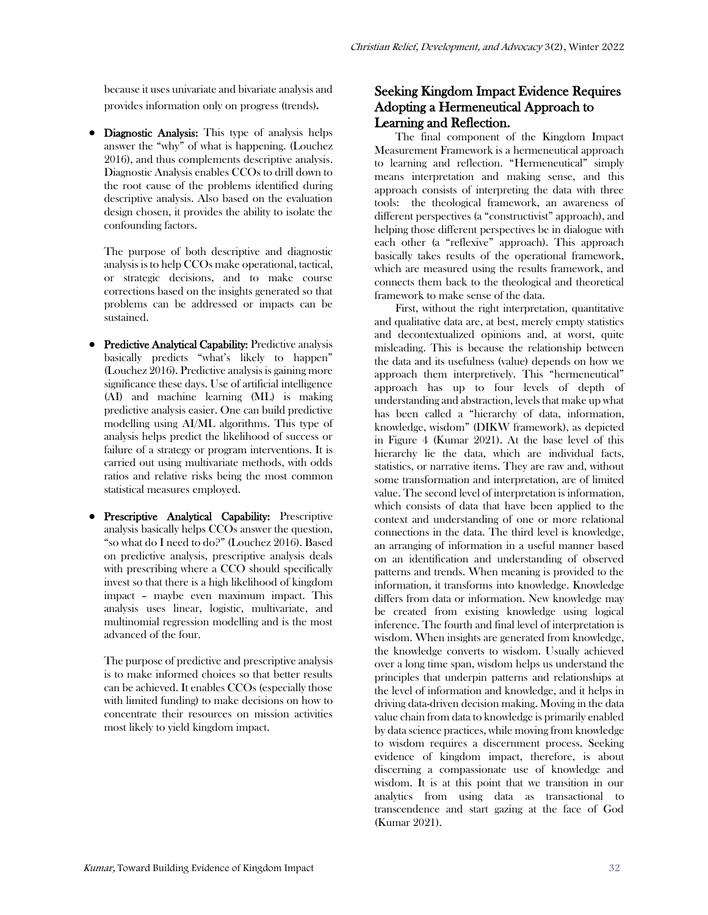because it uses univariate and bivariate analysis and provides information only on progress (trends).

- **Diagnostic Analysis:** This type of analysis helps answer the "why" of what is happening. (Louchez 2016), and thus complements descriptive analysis. Diagnostic Analysis enables CCOs to drill down to the root cause of the problems identified during descriptive analysis. Also based on the evaluation design chosen, it provides the ability to isolate the confounding factors.

  The purpose of both descriptive and diagnostic analysis is to help CCOs make operational, tactical, or strategic decisions, and to make course corrections based on the insights generated so that problems can be addressed or impacts can be sustained.

- **Predictive Analytical Capability:** Predictive analysis basically predicts "what's likely to happen" (Louchez 2016). Predictive analysis is gaining more significance these days. Use of artificial intelligence (AI) and machine learning (ML) is making predictive analysis easier. One can build predictive modelling using AI/ML algorithms. This type of analysis helps predict the likelihood of success or failure of a strategy or program interventions. It is carried out using multivariate methods, with odds ratios and relative risks being the most common statistical measures employed.

- **Prescriptive Analytical Capability:** Prescriptive analysis basically helps CCOs answer the question, "so what do I need to do?" (Louchez 2016). Based on predictive analysis, prescriptive analysis deals with prescribing where a CCO should specifically invest so that there is a high likelihood of kingdom impact – maybe even maximum impact. This analysis uses linear, logistic, multivariate, and multinomial regression modelling and is the most advanced of the four.

  The purpose of predictive and prescriptive analysis is to make informed choices so that better results can be achieved. It enables CCOs (especially those with limited funding) to make decisions on how to concentrate their resources on mission activities most likely to yield kingdom impact.

## Seeking Kingdom Impact Evidence Requires Adopting a Hermeneutical Approach to Learning and Reflection.

The final component of the Kingdom Impact Measurement Framework is a hermeneutical approach to learning and reflection. "Hermeneutical" simply means interpretation and making sense, and this approach consists of interpreting the data with three tools: the theological framework, an awareness of different perspectives (a "constructivist" approach), and helping those different perspectives be in dialogue with each other (a "reflexive" approach). This approach basically takes results of the operational framework, which are measured using the results framework, and connects them back to the theological and theoretical framework to make sense of the data.

First, without the right interpretation, quantitative and qualitative data are, at best, merely empty statistics and decontextualized opinions and, at worst, quite misleading. This is because the relationship between the data and its usefulness (value) depends on how we approach them interpretively. This "hermeneutical" approach has up to four levels of depth of understanding and abstraction, levels that make up what has been called a "hierarchy of data, information, knowledge, wisdom" (DIKW framework), as depicted in Figure 4 (Kumar 2021). At the base level of this hierarchy lie the data, which are individual facts, statistics, or narrative items. They are raw and, without some transformation and interpretation, are of limited value. The second level of interpretation is information, which consists of data that have been applied to the context and understanding of one or more relational connections in the data. The third level is knowledge, an arranging of information in a useful manner based on an identification and understanding of observed patterns and trends. When meaning is provided to the information, it transforms into knowledge. Knowledge differs from data or information. New knowledge may be created from existing knowledge using logical inference. The fourth and final level of interpretation is wisdom. When insights are generated from knowledge, the knowledge converts to wisdom. Usually achieved over a long time span, wisdom helps us understand the principles that underpin patterns and relationships at the level of information and knowledge, and it helps in driving data-driven decision making. Moving in the data value chain from data to knowledge is primarily enabled by data science practices, while moving from knowledge to wisdom requires a discernment process. Seeking evidence of kingdom impact, therefore, is about discerning a compassionate use of knowledge and wisdom. It is at this point that we transition in our analytics from using data as transactional to transcendence and start gazing at the face of God (Kumar 2021).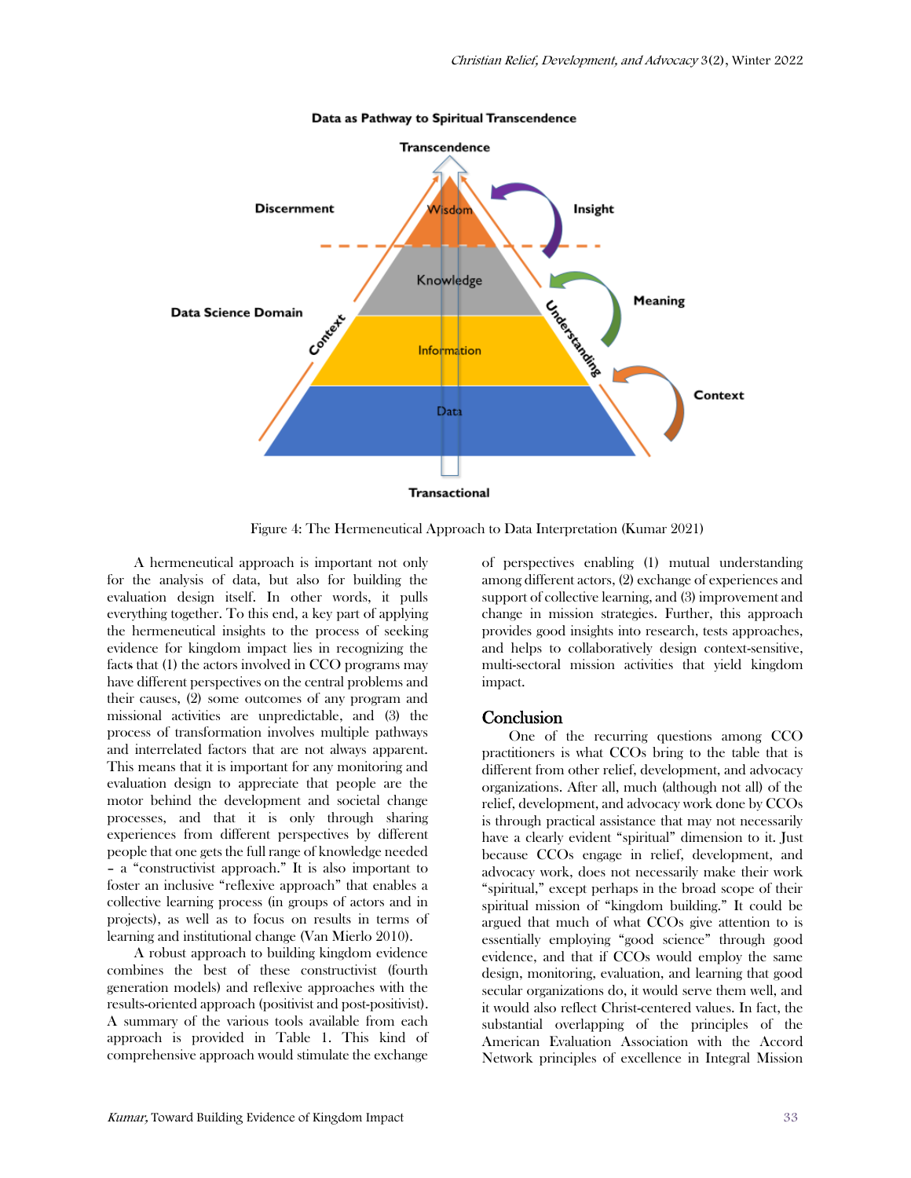Figure 4: The Hermeneutical Approach to Data Interpretation (Kumar 2021)

A hermeneutical approach is important not only for the analysis of data, but also for building the evaluation design itself. In other words, it pulls everything together. To this end, a key part of applying the hermeneutical insights to the process of seeking evidence for kingdom impact lies in recognizing the facts that (1) the actors involved in CCO programs may have different perspectives on the central problems and their causes, (2) some outcomes of any program and missional activities are unpredictable, and (3) the process of transformation involves multiple pathways and interrelated factors that are not always apparent. This means that it is important for any monitoring and evaluation design to appreciate that people are the motor behind the development and societal change processes, and that it is only through sharing experiences from different perspectives by different people that one gets the full range of knowledge needed – a "constructivist approach." It is also important to foster an inclusive "reflexive approach" that enables a collective learning process (in groups of actors and in projects), as well as to focus on results in terms of learning and institutional change (Van Mierlo 2010).

A robust approach to building kingdom evidence combines the best of these constructivist (fourth generation models) and reflexive approaches with the results-oriented approach (positivist and post-positivist). A summary of the various tools available from each approach is provided in Table 1. This kind of comprehensive approach would stimulate the exchange of perspectives enabling (1) mutual understanding among different actors, (2) exchange of experiences and support of collective learning, and (3) improvement and change in mission strategies. Further, this approach provides good insights into research, tests approaches, and helps to collaboratively design context-sensitive, multi-sectoral mission activities that yield kingdom impact.

## Conclusion

One of the recurring questions among CCO practitioners is what CCOs bring to the table that is different from other relief, development, and advocacy organizations. After all, much (although not all) of the relief, development, and advocacy work done by CCOs is through practical assistance that may not necessarily have a clearly evident "spiritual" dimension to it. Just because CCOs engage in relief, development, and advocacy work, does not necessarily make their work "spiritual," except perhaps in the broad scope of their spiritual mission of "kingdom building." It could be argued that much of what CCOs give attention to is essentially employing "good science" through good evidence, and that if CCOs would employ the same design, monitoring, evaluation, and learning that good secular organizations do, it would serve them well, and it would also reflect Christ-centered values. In fact, the substantial overlapping of the principles of the American Evaluation Association with the Accord Network principles of excellence in Integral Mission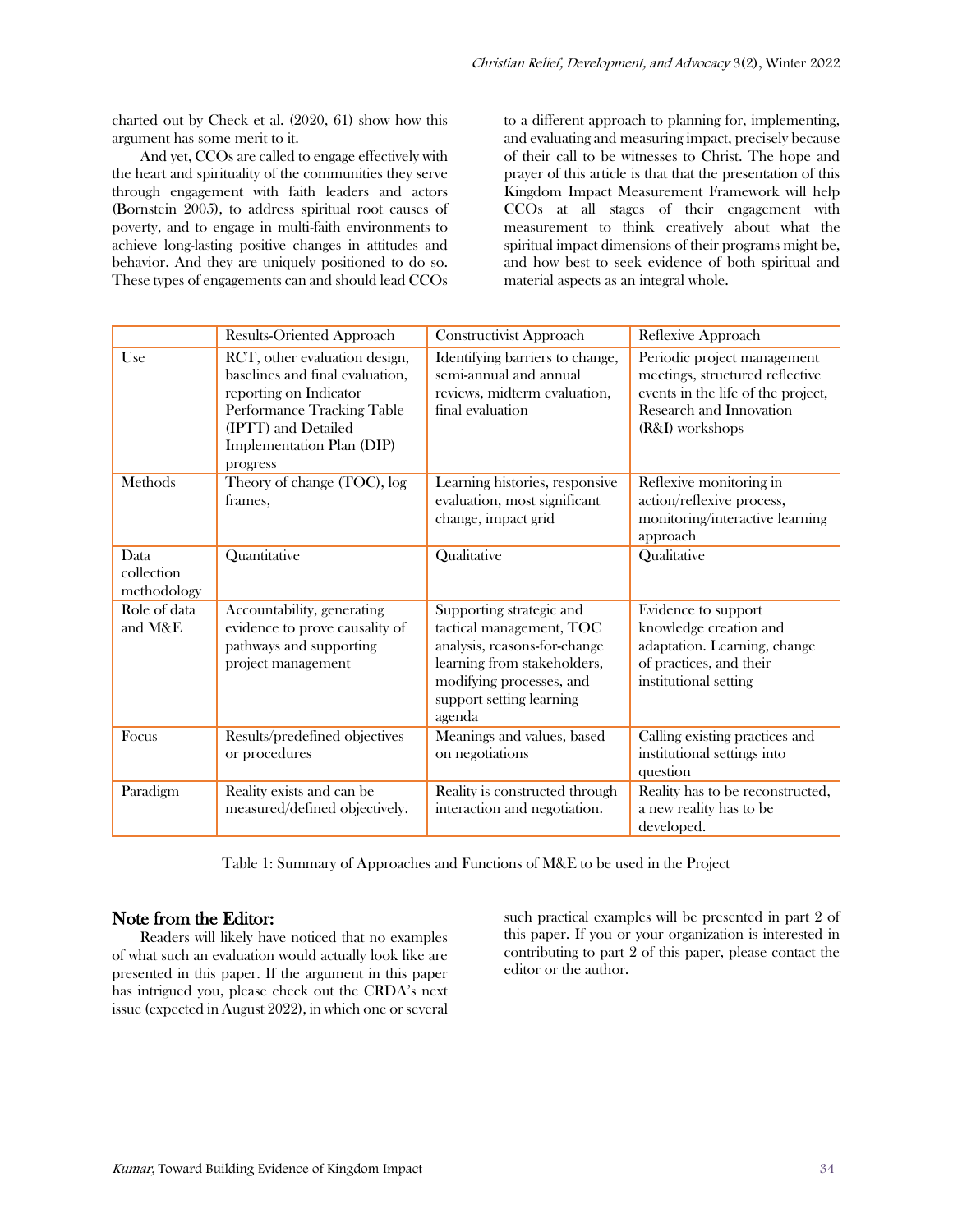charted out by Check et al. (2020, 61) show how this argument has some merit to it.

And yet, CCOs are called to engage effectively with the heart and spirituality of the communities they serve through engagement with faith leaders and actors (Bornstein 2005), to address spiritual root causes of poverty, and to engage in multi-faith environments to achieve long-lasting positive changes in attitudes and behavior. And they are uniquely positioned to do so. These types of engagements can and should lead CCOs to a different approach to planning for, implementing, and evaluating and measuring impact, precisely because of their call to be witnesses to Christ. The hope and prayer of this article is that that the presentation of this Kingdom Impact Measurement Framework will help CCOs at all stages of their engagement with measurement to think creatively about what the spiritual impact dimensions of their programs might be, and how best to seek evidence of both spiritual and material aspects as an integral whole.

| | Results-Oriented Approach | Constructivist Approach | Reflexive Approach |
|---|---|---|---|
| Use | RCT, other evaluation design, baselines and final evaluation, reporting on Indicator Performance Tracking Table (IPTT) and Detailed Implementation Plan (DIP) progress | Identifying barriers to change, semi-annual and annual reviews, midterm evaluation, final evaluation | Periodic project management meetings, structured reflective events in the life of the project, Research and Innovation (R&I) workshops |
| Methods | Theory of change (TOC), log frames, | Learning histories, responsive evaluation, most significant change, impact grid | Reflexive monitoring in action/reflexive process, monitoring/interactive learning approach |
| Data collection methodology | Quantitative | Qualitative | Qualitative |
| Role of data and M&E | Accountability, generating evidence to prove causality of pathways and supporting project management | Supporting strategic and tactical management, TOC analysis, reasons-for-change learning from stakeholders, modifying processes, and support setting learning agenda | Evidence to support knowledge creation and adaptation. Learning, change of practices, and their institutional setting |
| Focus | Results/predefined objectives or procedures | Meanings and values, based on negotiations | Calling existing practices and institutional settings into question |
| Paradigm | Reality exists and can be measured/defined objectively. | Reality is constructed through interaction and negotiation. | Reality has to be reconstructed, a new reality has to be developed. |

Table 1: Summary of Approaches and Functions of M&E to be used in the Project

## Note from the Editor:

Readers will likely have noticed that no examples of what such an evaluation would actually look like are presented in this paper. If the argument in this paper has intrigued you, please check out the CRDA's next issue (expected in August 2022), in which one or several such practical examples will be presented in part 2 of this paper. If you or your organization is interested in contributing to part 2 of this paper, please contact the editor or the author.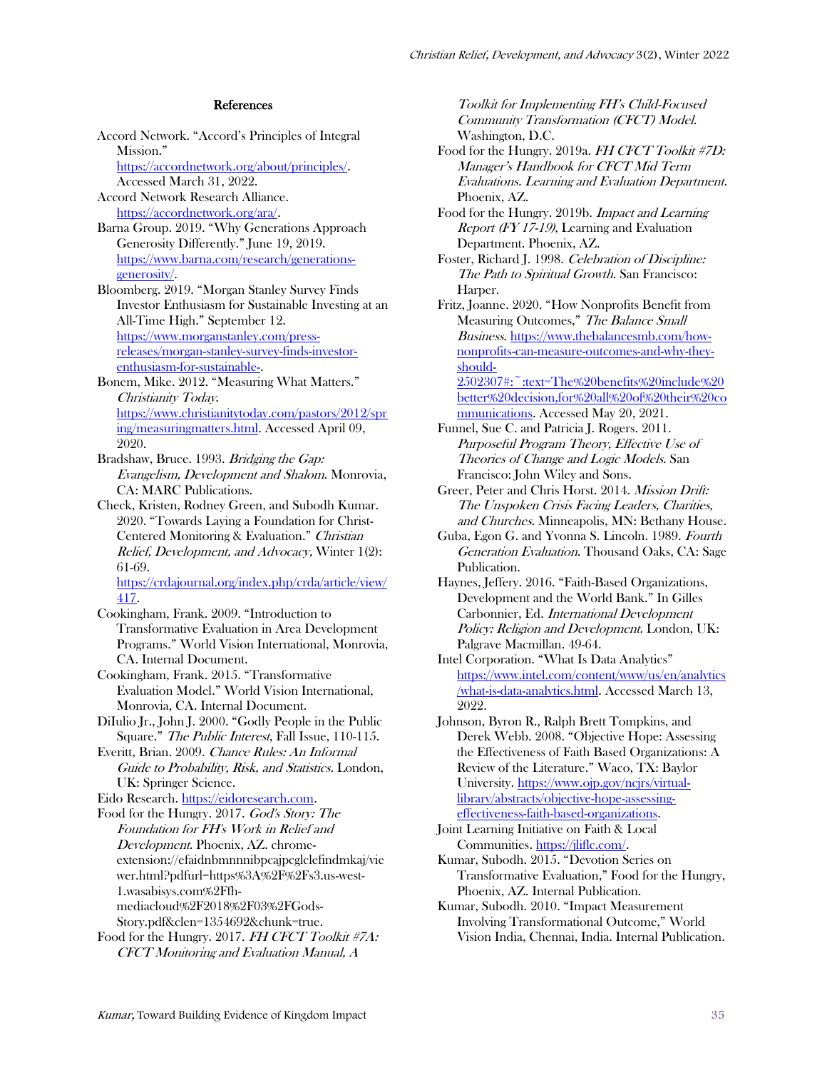### References

Accord Network. “Accord’s Principles of Integral Mission.” https://accordnetwork.org/about/principles/. Accessed March 31, 2022.

Accord Network Research Alliance. https://accordnetwork.org/ara/.

Barna Group. 2019. “Why Generations Approach Generosity Differently.” June 19, 2019. https://www.barna.com/research/generations-generosity/.

Bloomberg. 2019. “Morgan Stanley Survey Finds Investor Enthusiasm for Sustainable Investing at an All-Time High.” September 12. https://www.morganstanley.com/press-releases/morgan-stanley-survey-finds-investor-enthusiasm-for-sustainable-.

Bonem, Mike. 2012. “Measuring What Matters.” *Christianity Today.* https://www.christianitytoday.com/pastors/2012/spring/measuringmatters.html. Accessed April 09, 2020.

Bradshaw, Bruce. 1993. *Bridging the Gap: Evangelism, Development and Shalom.* Monrovia, CA: MARC Publications.

Check, Kristen, Rodney Green, and Subodh Kumar. 2020. “Towards Laying a Foundation for Christ-Centered Monitoring & Evaluation.” *Christian Relief, Development, and Advocacy,* Winter 1(2): 61-69. https://crdajournal.org/index.php/crda/article/view/417.

Cookingham, Frank. 2009. “Introduction to Transformative Evaluation in Area Development Programs.” World Vision International, Monrovia, CA. Internal Document.

Cookingham, Frank. 2015. “Transformative Evaluation Model.” World Vision International, Monrovia, CA. Internal Document.

DiIulio Jr., John J. 2000. “Godly People in the Public Square.” *The Public Interest,* Fall Issue, 110-115.

Everitt, Brian. 2009. *Chance Rules: An Informal Guide to Probability, Risk, and Statistics.* London, UK: Springer Science.

Eido Research. https://eidoresearch.com.

Food for the Hungry. 2017. *God's Story: The Foundation for FH's Work in Relief and Development.* Phoenix, AZ. chrome-extension://efaidnbmnnnibpcajpcglclefindmkaj/viewer.html?pdfurl=https%3A%2F%2Fs3.us-west-1.wasabisys.com%2Ffh-mediacloud%2F2018%2F03%2FGods-Story.pdf&clen=1354692&chunk=true.

Food for the Hungry. 2017. *FH CFCT Toolkit #7A: CFCT Monitoring and Evaluation Manual, A Toolkit for Implementing FH’s Child-Focused Community Transformation (CFCT) Model.* Washington, D.C.

Food for the Hungry. 2019a. *FH CFCT Toolkit #7D: Manager’s Handbook for CFCT Mid Term Evaluations. Learning and Evaluation Department.* Phoenix, AZ.

Food for the Hungry. 2019b. *Impact and Learning Report (FY 17-19)*, Learning and Evaluation Department. Phoenix, AZ.

Foster, Richard J. 1998. *Celebration of Discipline: The Path to Spiritual Growth.* San Francisco: Harper.

Fritz, Joanne. 2020. “How Nonprofits Benefit from Measuring Outcomes,” *The Balance Small Business.* https://www.thebalancesmb.com/how-nonprofits-can-measure-outcomes-and-why-they-should-2502307#:~:text=The%20benefits%20include%20better%20decision,for%20all%20of%20their%20communications. Accessed May 20, 2021.

Funnel, Sue C. and Patricia J. Rogers. 2011. *Purposeful Program Theory, Effective Use of Theories of Change and Logic Models.* San Francisco: John Wiley and Sons.

Greer, Peter and Chris Horst. 2014. *Mission Drift: The Unspoken Crisis Facing Leaders, Charities, and Churches.* Minneapolis, MN: Bethany House.

Guba, Egon G. and Yvonna S. Lincoln. 1989. *Fourth Generation Evaluation.* Thousand Oaks, CA: Sage Publication.

Haynes, Jeffery. 2016. “Faith-Based Organizations, Development and the World Bank.” In Gilles Carbonnier, Ed. *International Development Policy: Religion and Development.* London, UK: Palgrave Macmillan. 49-64.

Intel Corporation. “What Is Data Analytics” https://www.intel.com/content/www/us/en/analytics/what-is-data-analytics.html. Accessed March 13, 2022.

Johnson, Byron R., Ralph Brett Tompkins, and Derek Webb. 2008. “Objective Hope: Assessing the Effectiveness of Faith Based Organizations: A Review of the Literature.” Waco, TX: Baylor University. https://www.ojp.gov/ncjrs/virtual-library/abstracts/objective-hope-assessing-effectiveness-faith-based-organizations.

Joint Learning Initiative on Faith & Local Communities. https://jliflc.com/.

Kumar, Subodh. 2015. “Devotion Series on Transformative Evaluation,” Food for the Hungry, Phoenix, AZ. Internal Publication.

Kumar, Subodh. 2010. “Impact Measurement Involving Transformational Outcome,” World Vision India, Chennai, India. Internal Publication.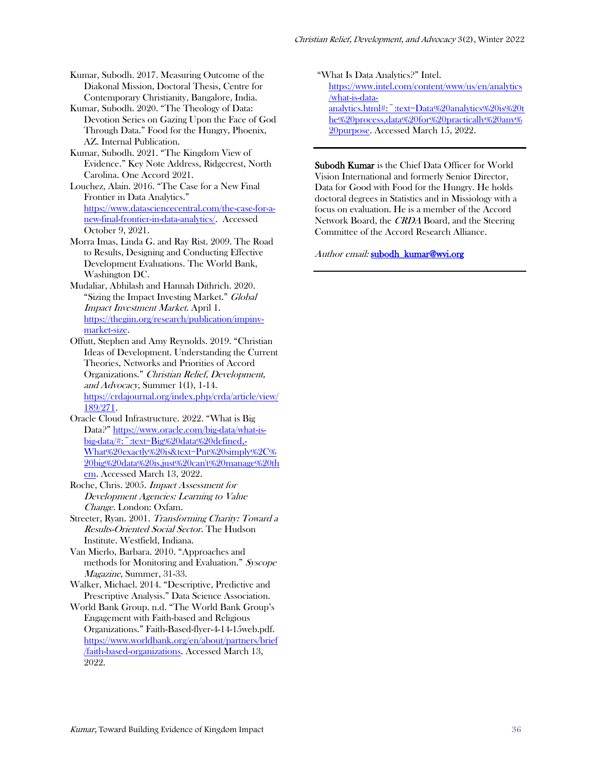Kumar, Subodh. 2017. Measuring Outcome of the Diakonal Mission, Doctoral Thesis, Centre for Contemporary Christianity, Bangalore, India.

Kumar, Subodh. 2020. "The Theology of Data: Devotion Series on Gazing Upon the Face of God Through Data." Food for the Hungry, Phoenix, AZ. Internal Publication.

Kumar, Subodh. 2021. "The Kingdom View of Evidence." Key Note Address, Ridgecrest, North Carolina. One Accord 2021.

Louchez, Alain. 2016. "The Case for a New Final Frontier in Data Analytics." https://www.datasciencecentral.com/the-case-for-a-new-final-frontier-in-data-analytics/. Accessed October 9, 2021.

Morra Imas, Linda G. and Ray Rist. 2009. The Road to Results, Designing and Conducting Effective Development Evaluations. The World Bank, Washington DC.

Mudaliar, Abhilash and Hannah Dithrich. 2020. "Sizing the Impact Investing Market." *Global Impact Investment Market.* April 1. https://thegiin.org/research/publication/impinv-market-size.

Offutt, Stephen and Amy Reynolds. 2019. "Christian Ideas of Development. Understanding the Current Theories, Networks and Priorities of Accord Organizations." *Christian Relief, Development, and Advocacy*, Summer 1(1), 1-14. https://crdajournal.org/index.php/crda/article/view/189/271.

Oracle Cloud Infrastructure. 2022. "What is Big Data?" https://www.oracle.com/big-data/what-is-big-data/#:~:text=Big%20data%20defined,-What%20exactly%20is&text=Put%20simply%2C%20big%20data%20is,just%20can't%20manage%20them. Accessed March 13, 2022.

Roche, Chris. 2005. *Impact Assessment for Development Agencies: Learning to Value Change.* London: Oxfam.

Streeter, Ryan. 2001. *Transforming Charity: Toward a Results-Oriented Social Sector*. The Hudson Institute. Westfield, Indiana.

Van Mierlo, Barbara. 2010. "Approaches and methods for Monitoring and Evaluation." *Syscope Magazine*, Summer, 31-33.

Walker, Michael. 2014. "Descriptive, Predictive and Prescriptive Analysis." Data Science Association.

World Bank Group. n.d. "The World Bank Group's Engagement with Faith-based and Religious Organizations." Faith-Based-flyer-4-14-15web.pdf. https://www.worldbank.org/en/about/partners/brief/faith-based-organizations. Accessed March 13, 2022.

"What Is Data Analytics?" Intel. https://www.intel.com/content/www/us/en/analytics/what-is-data-analytics.html#:~:text=Data%20analytics%20is%20the%20process,data%20for%20practically%20any%20purpose. Accessed March 15, 2022.

---

**Subodh Kumar** is the Chief Data Officer for World Vision International and formerly Senior Director, Data for Good with Food for the Hungry. He holds doctoral degrees in Statistics and in Missiology with a focus on evaluation. He is a member of the Accord Network Board, the *CRDA* Board, and the Steering Committee of the Accord Research Alliance.

*Author email:* **subodh_kumar@wvi.org**

---